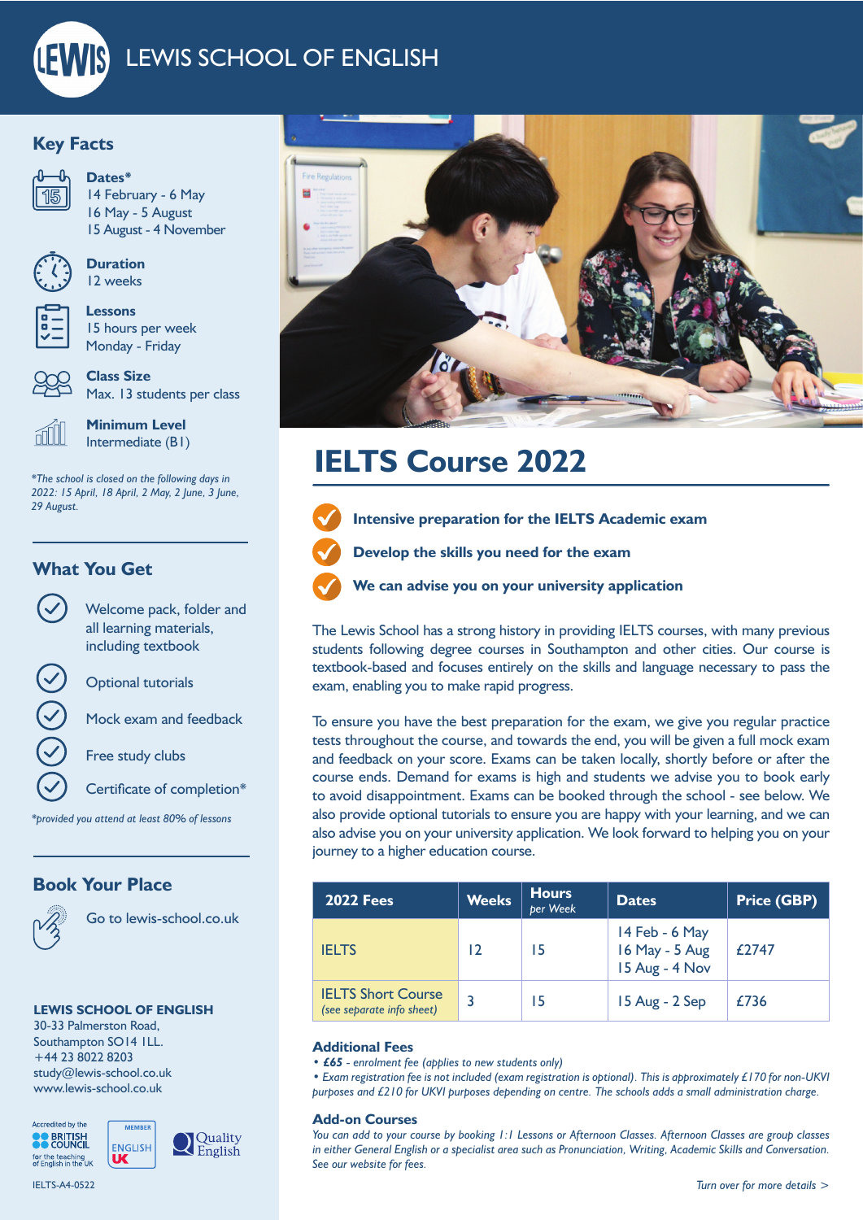# LEWIS SCHOOL OF ENGLISH

## Key Facts

**Dates***
14 February - 6 May
16 May - 5 August
15 August - 4 November

**Duration**
12 weeks

**Lessons**
15 hours per week
Monday - Friday

**Class Size**
Max. 13 students per class

**Minimum Level**
Intermediate (B1)

*\*The school is closed on the following days in 2022: 15 April, 18 April, 2 May, 2 June, 3 June, 29 August.*

## What You Get

- Welcome pack, folder and all learning materials, including textbook
- Optional tutorials
- Mock exam and feedback
- Free study clubs
- Certificate of completion*

*\*provided you attend at least 80% of lessons*

## Book Your Place

Go to lewis-school.co.uk

**LEWIS SCHOOL OF ENGLISH**
30-33 Palmerston Road,
Southampton SO14 1LL.
+44 23 8022 8203
study@lewis-school.co.uk
www.lewis-school.co.uk

Accredited by the BRITISH COUNCIL for the teaching of English in the UK · MEMBER ENGLISH UK · Quality English

IELTS-A4-0522

# IELTS Course 2022

- **Intensive preparation for the IELTS Academic exam**
- **Develop the skills you need for the exam**
- **We can advise you on your university application**

The Lewis School has a strong history in providing IELTS courses, with many previous students following degree courses in Southampton and other cities. Our course is textbook-based and focuses entirely on the skills and language necessary to pass the exam, enabling you to make rapid progress.

To ensure you have the best preparation for the exam, we give you regular practice tests throughout the course, and towards the end, you will be given a full mock exam and feedback on your score. Exams can be taken locally, shortly before or after the course ends. Demand for exams is high and students we advise you to book early to avoid disappointment. Exams can be booked through the school - see below. We also provide optional tutorials to ensure you are happy with your learning, and we can also advise you on your university application. We look forward to helping you on your journey to a higher education course.

| 2022 Fees | Weeks | Hours *per Week* | Dates | Price (GBP) |
|---|---|---|---|---|
| IELTS | 12 | 15 | 14 Feb - 6 May<br>16 May - 5 Aug<br>15 Aug - 4 Nov | £2747 |
| IELTS Short Course *(see separate info sheet)* | 3 | 15 | 15 Aug - 2 Sep | £736 |

### Additional Fees

- ***£65** - enrolment fee (applies to new students only)*
- *Exam registration fee is not included (exam registration is optional). This is approximately £170 for non-UKVI purposes and £210 for UKVI purposes depending on centre. The schools adds a small administration charge.*

### Add-on Courses

*You can add to your course by booking 1:1 Lessons or Afternoon Classes. Afternoon Classes are group classes in either General English or a specialist area such as Pronunciation, Writing, Academic Skills and Conversation. See our website for fees.*

*Turn over for more details >*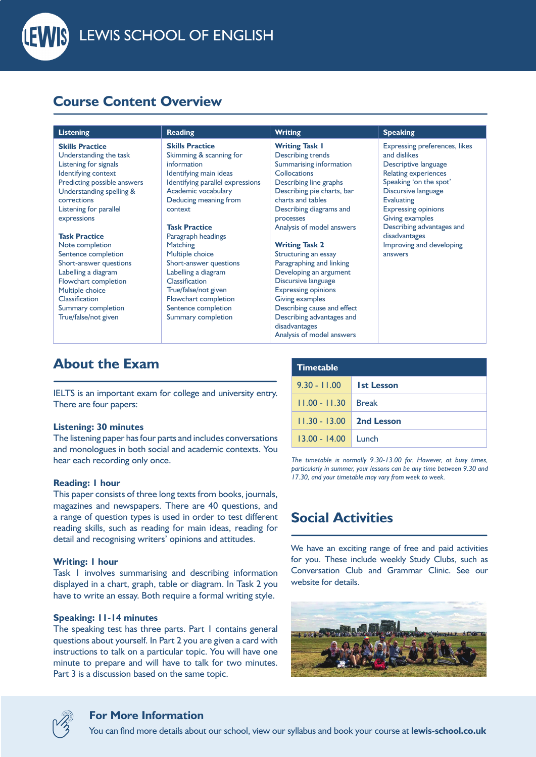# LEWIS SCHOOL OF ENGLISH

## Course Content Overview

| Listening | Reading | Writing | Speaking |
|---|---|---|---|
| **Skills Practice**<br>Understanding the task<br>Listening for signals<br>Identifying context<br>Predicting possible answers<br>Understanding spelling & corrections<br>Listening for parallel expressions<br><br>**Task Practice**<br>Note completion<br>Sentence completion<br>Short-answer questions<br>Labelling a diagram<br>Flowchart completion<br>Multiple choice<br>Classification<br>Summary completion<br>True/false/not given | **Skills Practice**<br>Skimming & scanning for information<br>Identifying main ideas<br>Identifying parallel expressions<br>Academic vocabulary<br>Deducing meaning from context<br><br>**Task Practice**<br>Paragraph headings<br>Matching<br>Multiple choice<br>Short-answer questions<br>Labelling a diagram<br>Classification<br>True/false/not given<br>Flowchart completion<br>Sentence completion<br>Summary completion | **Writing Task 1**<br>Describing trends<br>Summarising information<br>Collocations<br>Describing line graphs<br>Describing pie charts, bar charts and tables<br>Describing diagrams and processes<br>Analysis of model answers<br><br>**Writing Task 2**<br>Structuring an essay<br>Paragraphing and linking<br>Developing an argument<br>Discursive language<br>Expressing opinions<br>Giving examples<br>Describing cause and effect<br>Describing advantages and disadvantages<br>Analysis of model answers | Expressing preferences, likes and dislikes<br>Descriptive language<br>Relating experiences<br>Speaking 'on the spot'<br>Discursive language<br>Evaluating<br>Expressing opinions<br>Giving examples<br>Describing advantages and disadvantages<br>Improving and developing answers |

## About the Exam

IELTS is an important exam for college and university entry. There are four papers:

**Listening: 30 minutes**
The listening paper has four parts and includes conversations and monologues in both social and academic contexts. You hear each recording only once.

**Reading: 1 hour**
This paper consists of three long texts from books, journals, magazines and newspapers. There are 40 questions, and a range of question types is used in order to test different reading skills, such as reading for main ideas, reading for detail and recognising writers' opinions and attitudes.

**Writing: 1 hour**
Task 1 involves summarising and describing information displayed in a chart, graph, table or diagram. In Task 2 you have to write an essay. Both require a formal writing style.

**Speaking: 11-14 minutes**
The speaking test has three parts. Part 1 contains general questions about yourself. In Part 2 you are given a card with instructions to talk on a particular topic. You will have one minute to prepare and will have to talk for two minutes. Part 3 is a discussion based on the same topic.

| Timetable | |
|---|---|
| 9.30 - 11.00 | **1st Lesson** |
| 11.00 - 11.30 | Break |
| 11.30 - 13.00 | **2nd Lesson** |
| 13.00 - 14.00 | Lunch |

*The timetable is normally 9.30-13.00 for. However, at busy times, particularly in summer, your lessons can be any time between 9.30 and 17.30, and your timetable may vary from week to week.*

## Social Activities

We have an exciting range of free and paid activities for you. These include weekly Study Clubs, such as Conversation Club and Grammar Clinic. See our website for details.

### For More Information

You can find more details about our school, view our syllabus and book your course at **lewis-school.co.uk**